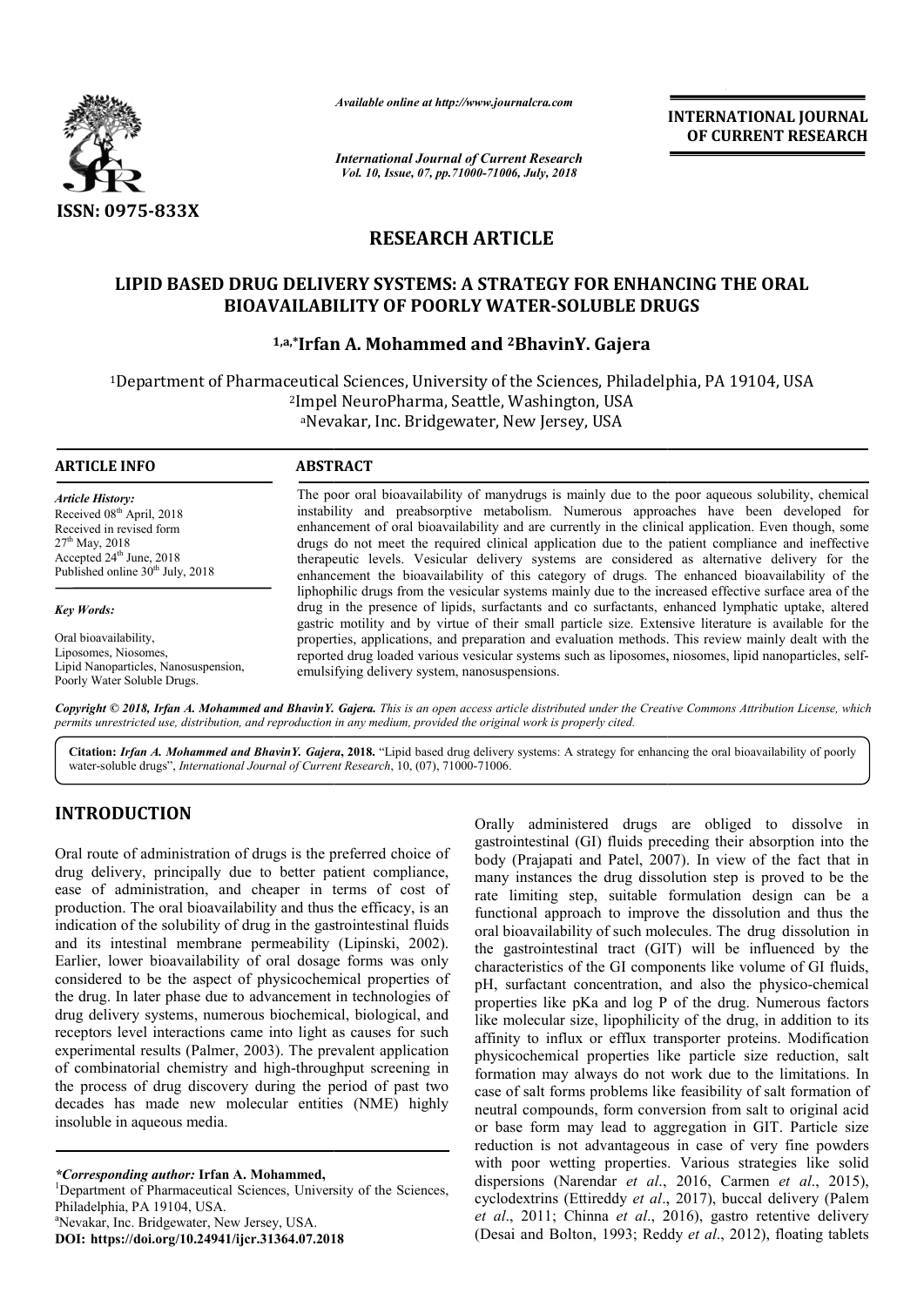*Available online at http://www.journalcra.com*

*International Journal of Current Research*
*Vol. 10, Issue, 07, pp.71000-71006, July, 2018*

**INTERNATIONAL JOURNAL OF CURRENT RESEARCH**

ISSN: 0975-833X

# RESEARCH ARTICLE

## LIPID BASED DRUG DELIVERY SYSTEMS: A STRATEGY FOR ENHANCING THE ORAL BIOAVAILABILITY OF POORLY WATER-SOLUBLE DRUGS

**[1,a,*]Irfan A. Mohammed and [2]BhavinY. Gajera**

[1]Department of Pharmaceutical Sciences, University of the Sciences, Philadelphia, PA 19104, USA
[2]Impel NeuroPharma, Seattle, Washington, USA
[a]Nevakar, Inc. Bridgewater, New Jersey, USA

**ARTICLE INFO**

*Article History:*
Received 08th April, 2018
Received in revised form 27th May, 2018
Accepted 24th June, 2018
Published online 30th July, 2018

*Key Words:*

Oral bioavailability,
Liposomes, Niosomes,
Lipid Nanoparticles, Nanosuspension,
Poorly Water Soluble Drugs.

**ABSTRACT**

The poor oral bioavailability of manydrugs is mainly due to the poor aqueous solubility, chemical instability and preabsorptive metabolism. Numerous approaches have been developed for enhancement of oral bioavailability and are currently in the clinical application. Even though, some drugs do not meet the required clinical application due to the patient compliance and ineffective therapeutic levels. Vesicular delivery systems are considered as alternative delivery for the enhancement the bioavailability of this category of drugs. The enhanced bioavailability of the liphophilic drugs from the vesicular systems mainly due to the increased effective surface area of the drug in the presence of lipids, surfactants and co surfactants, enhanced lymphatic uptake, altered gastric motility and by virtue of their small particle size. Extensive literature is available for the properties, applications, and preparation and evaluation methods. This review mainly dealt with the reported drug loaded various vesicular systems such as liposomes, niosomes, lipid nanoparticles, self-emulsifying delivery system, nanosuspensions.

*Copyright © 2018, Irfan A. Mohammed and BhavinY. Gajera. This is an open access article distributed under the Creative Commons Attribution License, which permits unrestricted use, distribution, and reproduction in any medium, provided the original work is properly cited.*

**Citation:** *Irfan A. Mohammed and BhavinY. Gajera*, **2018.** "Lipid based drug delivery systems: A strategy for enhancing the oral bioavailability of poorly water-soluble drugs", *International Journal of Current Research*, 10, (07), 71000-71006.

## INTRODUCTION

Oral route of administration of drugs is the preferred choice of drug delivery, principally due to better patient compliance, ease of administration, and cheaper in terms of cost of production. The oral bioavailability and thus the efficacy, is an indication of the solubility of drug in the gastrointestinal fluids and its intestinal membrane permeability (Lipinski, 2002). Earlier, lower bioavailability of oral dosage forms was only considered to be the aspect of physicochemical properties of the drug. In later phase due to advancement in technologies of drug delivery systems, numerous biochemical, biological, and receptors level interactions came into light as causes for such experimental results (Palmer, 2003). The prevalent application of combinatorial chemistry and high-throughput screening in the process of drug discovery during the period of past two decades has made new molecular entities (NME) highly insoluble in aqueous media.

Orally administered drugs are obliged to dissolve in gastrointestinal (GI) fluids preceding their absorption into the body (Prajapati and Patel, 2007). In view of the fact that in many instances the drug dissolution step is proved to be the rate limiting step, suitable formulation design can be a functional approach to improve the dissolution and thus the oral bioavailability of such molecules. The drug dissolution in the gastrointestinal tract (GIT) will be influenced by the characteristics of the GI components like volume of GI fluids, pH, surfactant concentration, and also the physico-chemical properties like pKa and log P of the drug. Numerous factors like molecular size, lipophilicity of the drug, in addition to its affinity to influx or efflux transporter proteins. Modification physicochemical properties like particle size reduction, salt formation may always do not work due to the limitations. In case of salt forms problems like feasibility of salt formation of neutral compounds, form conversion from salt to original acid or base form may lead to aggregation in GIT. Particle size reduction is not advantageous in case of very fine powders with poor wetting properties. Various strategies like solid dispersions (Narendar *et al*., 2016, Carmen *et al*., 2015), cyclodextrins (Ettireddy *et al*., 2017), buccal delivery (Palem *et al*., 2011; Chinna *et al*., 2016), gastro retentive delivery (Desai and Bolton, 1993; Reddy *et al*., 2012), floating tablets

*\*Corresponding author:* **Irfan A. Mohammed,**
[1]Department of Pharmaceutical Sciences, University of the Sciences, Philadelphia, PA 19104, USA.
[a]Nevakar, Inc. Bridgewater, New Jersey, USA.
**DOI: https://doi.org/10.24941/ijcr.31364.07.2018**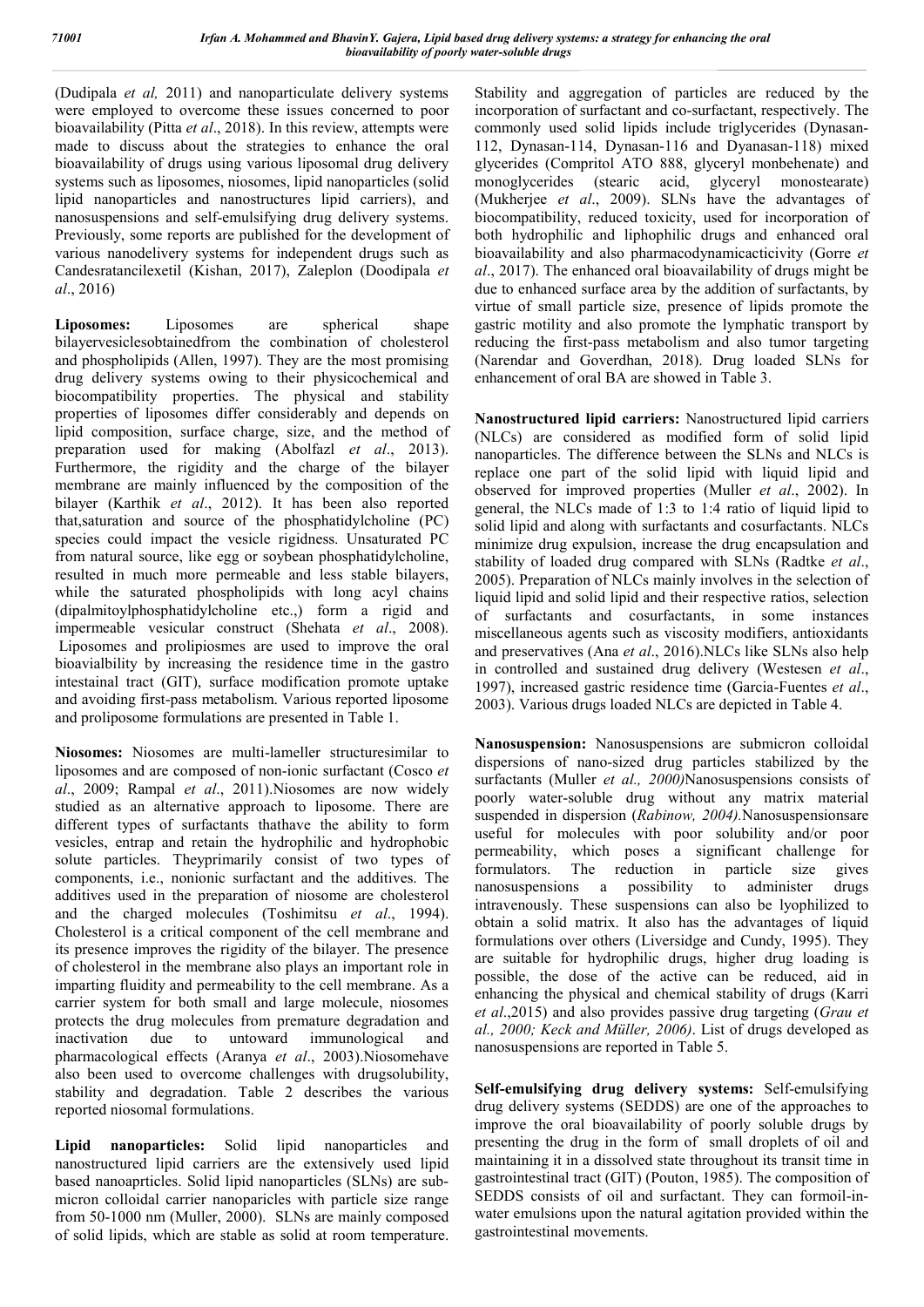(Dudipala *et al,* 2011) and nanoparticulate delivery systems were employed to overcome these issues concerned to poor bioavailability (Pitta *et al*., 2018). In this review, attempts were made to discuss about the strategies to enhance the oral bioavailability of drugs using various liposomal drug delivery systems such as liposomes, niosomes, lipid nanoparticles (solid lipid nanoparticles and nanostructures lipid carriers), and nanosuspensions and self-emulsifying drug delivery systems. Previously, some reports are published for the development of various nanodelivery systems for independent drugs such as Candesratancilexetil (Kishan, 2017), Zaleplon (Doodipala *et al*., 2016)

**Liposomes:** Liposomes are spherical shape bilayervesiclesobtainedfrom the combination of cholesterol and phospholipids (Allen, 1997). They are the most promising drug delivery systems owing to their physicochemical and biocompatibility properties. The physical and stability properties of liposomes differ considerably and depends on lipid composition, surface charge, size, and the method of preparation used for making (Abolfazl *et al*., 2013). Furthermore, the rigidity and the charge of the bilayer membrane are mainly influenced by the composition of the bilayer (Karthik *et al*., 2012). It has been also reported that,saturation and source of the phosphatidylcholine (PC) species could impact the vesicle rigidness. Unsaturated PC from natural source, like egg or soybean phosphatidylcholine, resulted in much more permeable and less stable bilayers, while the saturated phospholipids with long acyl chains (dipalmitoylphosphatidylcholine etc.,) form a rigid and impermeable vesicular construct (Shehata *et al*., 2008). Liposomes and prolipiosmes are used to improve the oral bioavialbility by increasing the residence time in the gastro intestainal tract (GIT), surface modification promote uptake and avoiding first-pass metabolism. Various reported liposome and proliposome formulations are presented in Table 1.

**Niosomes:** Niosomes are multi-lameller structuresimilar to liposomes and are composed of non-ionic surfactant (Cosco *et al*., 2009; Rampal *et al*., 2011).Niosomes are now widely studied as an alternative approach to liposome. There are different types of surfactants thathave the ability to form vesicles, entrap and retain the hydrophilic and hydrophobic solute particles. Theyprimarily consist of two types of components, i.e., nonionic surfactant and the additives. The additives used in the preparation of niosome are cholesterol and the charged molecules (Toshimitsu *et al*., 1994). Cholesterol is a critical component of the cell membrane and its presence improves the rigidity of the bilayer. The presence of cholesterol in the membrane also plays an important role in imparting fluidity and permeability to the cell membrane. As a carrier system for both small and large molecule, niosomes protects the drug molecules from premature degradation and inactivation due to untoward immunological and pharmacological effects (Aranya *et al*., 2003).Niosomehave also been used to overcome challenges with drugsolubility, stability and degradation. Table 2 describes the various reported niosomal formulations.

**Lipid nanoparticles:** Solid lipid nanoparticles and nanostructured lipid carriers are the extensively used lipid based nanoaprticles. Solid lipid nanoparticles (SLNs) are sub-micron colloidal carrier nanoparicles with particle size range from 50-1000 nm (Muller, 2000). SLNs are mainly composed of solid lipids, which are stable as solid at room temperature. Stability and aggregation of particles are reduced by the incorporation of surfactant and co-surfactant, respectively. The commonly used solid lipids include triglycerides (Dynasan-112, Dynasan-114, Dynasan-116 and Dyanasan-118) mixed glycerides (Compritol ATO 888, glyceryl monbehenate) and monoglycerides (stearic acid, glyceryl monostearate) (Mukherjee *et al*., 2009). SLNs have the advantages of biocompatibility, reduced toxicity, used for incorporation of both hydrophilic and liphophilic drugs and enhanced oral bioavailability and also pharmacodynamicacticivity (Gorre *et al*., 2017). The enhanced oral bioavailability of drugs might be due to enhanced surface area by the addition of surfactants, by virtue of small particle size, presence of lipids promote the gastric motility and also promote the lymphatic transport by reducing the first-pass metabolism and also tumor targeting (Narendar and Goverdhan, 2018). Drug loaded SLNs for enhancement of oral BA are showed in Table 3.

**Nanostructured lipid carriers:** Nanostructured lipid carriers (NLCs) are considered as modified form of solid lipid nanoparticles. The difference between the SLNs and NLCs is replace one part of the solid lipid with liquid lipid and observed for improved properties (Muller *et al*., 2002). In general, the NLCs made of 1:3 to 1:4 ratio of liquid lipid to solid lipid and along with surfactants and cosurfactants. NLCs minimize drug expulsion, increase the drug encapsulation and stability of loaded drug compared with SLNs (Radtke *et al*., 2005). Preparation of NLCs mainly involves in the selection of liquid lipid and solid lipid and their respective ratios, selection of surfactants and cosurfactants, in some instances miscellaneous agents such as viscosity modifiers, antioxidants and preservatives (Ana *et al*., 2016).NLCs like SLNs also help in controlled and sustained drug delivery (Westesen *et al*., 1997), increased gastric residence time (Garcia-Fuentes *et al*., 2003). Various drugs loaded NLCs are depicted in Table 4.

**Nanosuspension:** Nanosuspensions are submicron colloidal dispersions of nano-sized drug particles stabilized by the surfactants (Muller *et al., 2000)*Nanosuspensions consists of poorly water-soluble drug without any matrix material suspended in dispersion (*Rabinow, 2004).*Nanosuspensionsare useful for molecules with poor solubility and/or poor permeability, which poses a significant challenge for formulators. The reduction in particle size gives nanosuspensions a possibility to administer drugs intravenously. These suspensions can also be lyophilized to obtain a solid matrix. It also has the advantages of liquid formulations over others (Liversidge and Cundy, 1995). They are suitable for hydrophilic drugs, higher drug loading is possible, the dose of the active can be reduced, aid in enhancing the physical and chemical stability of drugs (Karri *et al*.,2015) and also provides passive drug targeting (*Grau et al., 2000; Keck and Müller, 2006)*. List of drugs developed as nanosuspensions are reported in Table 5.

**Self-emulsifying drug delivery systems:** Self-emulsifying drug delivery systems (SEDDS) are one of the approaches to improve the oral bioavailability of poorly soluble drugs by presenting the drug in the form of small droplets of oil and maintaining it in a dissolved state throughout its transit time in gastrointestinal tract (GIT) (Pouton, 1985). The composition of SEDDS consists of oil and surfactant. They can formoil-in-water emulsions upon the natural agitation provided within the gastrointestinal movements.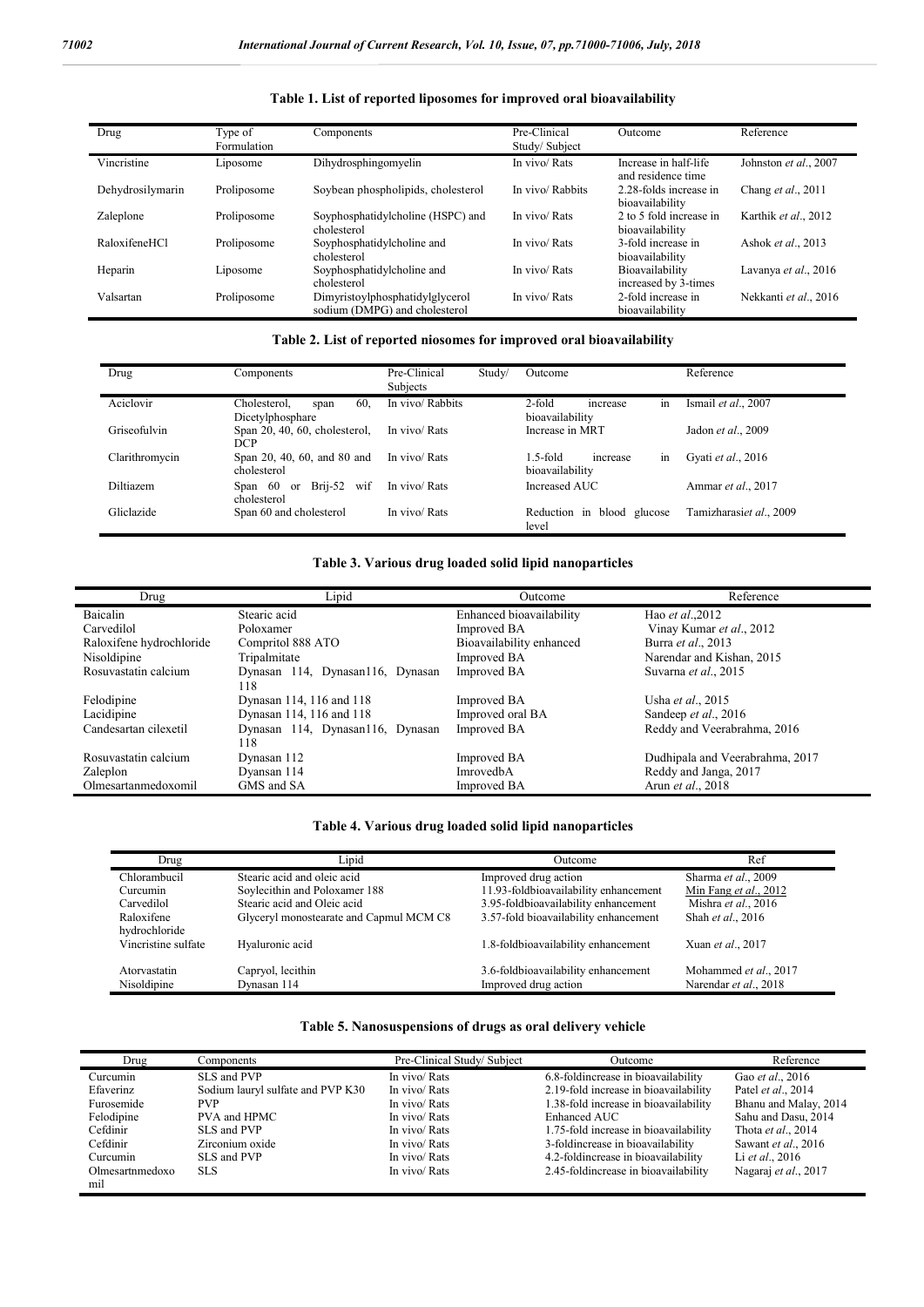**Table 1. List of reported liposomes for improved oral bioavailability**

| Drug | Type of Formulation | Components | Pre-Clinical Study/ Subject | Outcome | Reference |
|---|---|---|---|---|---|
| Vincristine | Liposome | Dihydrosphingomyelin | In vivo/ Rats | Increase in half-life and residence time | Johnston *et al*., 2007 |
| Dehydrosilymarin | Proliposome | Soybean phospholipids, cholesterol | In vivo/ Rabbits | 2.28-folds increase in bioavailability | Chang *et al*., 2011 |
| Zaleplone | Proliposome | Soyphosphatidylcholine (HSPC) and cholesterol | In vivo/ Rats | 2 to 5 fold increase in bioavailability | Karthik *et al*., 2012 |
| RaloxifeneHCl | Proliposome | Soyphosphatidylcholine and cholesterol | In vivo/ Rats | 3-fold increase in bioavailability | Ashok *et al*., 2013 |
| Heparin | Liposome | Soyphosphatidylcholine and cholesterol | In vivo/ Rats | Bioavailability increased by 3-times | Lavanya *et al*., 2016 |
| Valsartan | Proliposome | Dimyristoylphosphatidylglycerol sodium (DMPG) and cholesterol | In vivo/ Rats | 2-fold increase in bioavailability | Nekkanti *et al*., 2016 |

**Table 2. List of reported niosomes for improved oral bioavailability**

| Drug | Components | Pre-Clinical Study/ Subjects | Outcome | Reference |
|---|---|---|---|---|
| Aciclovir | Cholesterol, span 60, Dicetylphosphare | In vivo/ Rabbits | 2-fold increase in bioavailability | Ismail *et al*., 2007 |
| Griseofulvin | Span 20, 40, 60, cholesterol, DCP | In vivo/ Rats | Increase in MRT | Jadon *et al*., 2009 |
| Clarithromycin | Span 20, 40, 60, and 80 and cholesterol | In vivo/ Rats | 1.5-fold increase in bioavailability | Gyati *et al*., 2016 |
| Diltiazem | Span 60 or Brij-52 wif cholesterol | In vivo/ Rats | Increased AUC | Ammar *et al*., 2017 |
| Gliclazide | Span 60 and cholesterol | In vivo/ Rats | Reduction in blood glucose level | Tamizharasi*et al*., 2009 |

**Table 3. Various drug loaded solid lipid nanoparticles**

| Drug | Lipid | Outcome | Reference |
|---|---|---|---|
| Baicalin | Stearic acid | Enhanced bioavailability | Hao *et al*.,2012 |
| Carvedilol | Poloxamer | Improved BA | Vinay Kumar *et al*., 2012 |
| Raloxifene hydrochloride | Compritol 888 ATO | Bioavailability enhanced | Burra *et al*., 2013 |
| Nisoldipine | Tripalmitate | Improved BA | Narendar and Kishan, 2015 |
| Rosuvastatin calcium | Dynasan 114, Dynasan116, Dynasan 118 | Improved BA | Suvarna *et al*., 2015 |
| Felodipine | Dynasan 114, 116 and 118 | Improved BA | Usha *et al*., 2015 |
| Lacidipine | Dynasan 114, 116 and 118 | Improved oral BA | Sandeep *et al*., 2016 |
| Candesartan cilexetil | Dynasan 114, Dynasan116, Dynasan 118 | Improved BA | Reddy and Veerabrahma, 2016 |
| Rosuvastatin calcium | Dynasan 112 | Improved BA | Dudhipala and Veerabrahma, 2017 |
| Zaleplon | Dyansan 114 | ImrovedbA | Reddy and Janga, 2017 |
| Olmesartanmedoxomil | GMS and SA | Improved BA | Arun *et al*., 2018 |

**Table 4. Various drug loaded solid lipid nanoparticles**

| Drug | Lipid | Outcome | Ref |
|---|---|---|---|
| Chlorambucil | Stearic acid and oleic acid | Improved drug action | Sharma *et al*., 2009 |
| Curcumin | Soylecithin and Poloxamer 188 | 11.93-foldbioavailability enhancement | Min Fang *et al*., 2012 |
| Carvedilol | Stearic acid and Oleic acid | 3.95-foldbioavailability enhancement | Mishra *et al*., 2016 |
| Raloxifene hydrochloride | Glyceryl monostearate and Capmul MCM C8 | 3.57-fold bioavailability enhancement | Shah *et al*., 2016 |
| Vincristine sulfate | Hyaluronic acid | 1.8-foldbioavailability enhancement | Xuan *et al*., 2017 |
| Atorvastatin | Capryol, lecithin | 3.6-foldbioavailability enhancement | Mohammed *et al*., 2017 |
| Nisoldipine | Dynasan 114 | Improved drug action | Narendar *et al*., 2018 |

**Table 5. Nanosuspensions of drugs as oral delivery vehicle**

| Drug | Components | Pre-Clinical Study/ Subject | Outcome | Reference |
|---|---|---|---|---|
| Curcumin | SLS and PVP | In vivo/ Rats | 6.8-foldincrease in bioavailability | Gao *et al*., 2016 |
| Efaverinz | Sodium lauryl sulfate and PVP K30 | In vivo/ Rats | 2.19-fold increase in bioavailability | Patel *et al*., 2014 |
| Furosemide | PVP | In vivo/ Rats | 1.38-fold increase in bioavailability | Bhanu and Malay, 2014 |
| Felodipine | PVA and HPMC | In vivo/ Rats | Enhanced AUC | Sahu and Dasu, 2014 |
| Cefdinir | SLS and PVP | In vivo/ Rats | 1.75-fold increase in bioavailability | Thota *et al*., 2014 |
| Cefdinir | Zirconium oxide | In vivo/ Rats | 3-foldincrease in bioavailability | Sawant *et al*., 2016 |
| Curcumin | SLS and PVP | In vivo/ Rats | 4.2-foldincrease in bioavailability | Li *et al*., 2016 |
| Olmesartnmedoxomil | SLS | In vivo/ Rats | 2.45-foldincrease in bioavailability | Nagaraj *et al*., 2017 |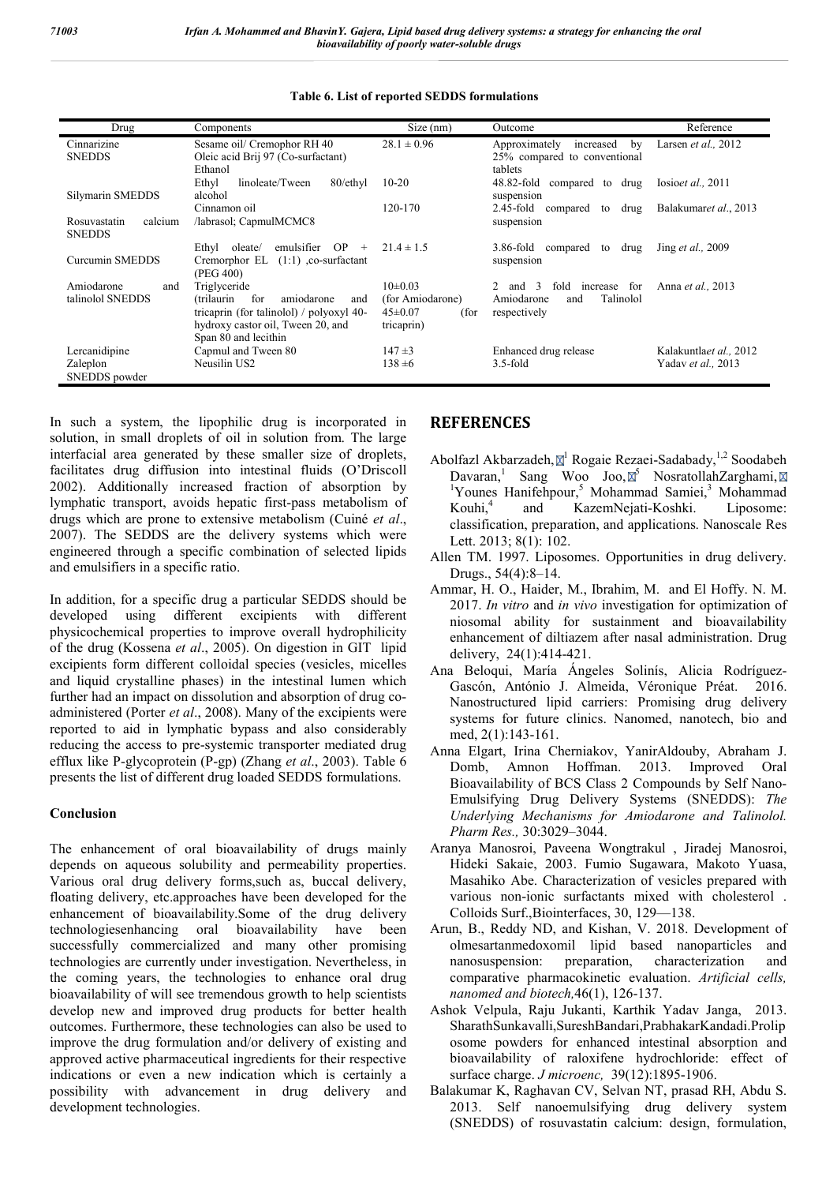**Table 6. List of reported SEDDS formulations**

| Drug | Components | Size (nm) | Outcome | Reference |
|---|---|---|---|---|
| Cinnarizine SNEDDS | Sesame oil/ Cremophor RH 40 Oleic acid Brij 97 (Co-surfactant) Ethanol | 28.1 ± 0.96 | Approximately increased by 25% compared to conventional tablets | Larsen *et al.,* 2012 |
| Silymarin SMEDDS | Ethyl linoleate/Tween 80/ethyl alcohol | 10-20 | 48.82-fold compared to drug suspension | Iosio*et al.,* 2011 |
| Rosuvastatin calcium SNEDDS | Cinnamon oil /labrasol; CapmulMCMC8 | 120-170 | 2.45-fold compared to drug suspension | Balakumar*et al.,* 2013 |
| Curcumin SMEDDS | Ethyl oleate/ emulsifier OP + Cremorphor EL (1:1) ,co-surfactant (PEG 400) | 21.4 ± 1.5 | 3.86-fold compared to drug suspension | Jing *et al.,* 2009 |
| Amiodarone and talinolol SNEDDS | Triglyceride (trilaurin for amiodarone and tricaprin (for talinolol) / polyoxyl 40-hydroxy castor oil, Tween 20, and Span 80 and lecithin | 10±0.03 (for Amiodarone) 45±0.07 (for tricaprin) | 2 and 3 fold increase for Amiodarone and Talinolol respectively | Anna *et al.,* 2013 |
| Lercanidipine | Capmul and Tween 80 | 147 ±3 | Enhanced drug release | Kalakuntla*et al.,* 2012 |
| Zaleplon SNEDDS powder | Neusilin US2 | 138 ±6 | 3.5-fold | Yadav *et al.,* 2013 |

In such a system, the lipophilic drug is incorporated in solution, in small droplets of oil in solution from. The large interfacial area generated by these smaller size of droplets, facilitates drug diffusion into intestinal fluids (O'Driscoll 2002). Additionally increased fraction of absorption by lymphatic transport, avoids hepatic first-pass metabolism of drugs which are prone to extensive metabolism (Cuiné *et al*., 2007). The SEDDS are the delivery systems which were engineered through a specific combination of selected lipids and emulsifiers in a specific ratio.

In addition, for a specific drug a particular SEDDS should be developed using different excipients with different physicochemical properties to improve overall hydrophilicity of the drug (Kossena *et al*., 2005). On digestion in GIT lipid excipients form different colloidal species (vesicles, micelles and liquid crystalline phases) in the intestinal lumen which further had an impact on dissolution and absorption of drug co-administered (Porter *et al*., 2008). Many of the excipients were reported to aid in lymphatic bypass and also considerably reducing the access to pre-systemic transporter mediated drug efflux like P-glycoprotein (P-gp) (Zhang *et al*., 2003). Table 6 presents the list of different drug loaded SEDDS formulations.

### Conclusion

The enhancement of oral bioavailability of drugs mainly depends on aqueous solubility and permeability properties. Various oral drug delivery forms,such as, buccal delivery, floating delivery, etc.approaches have been developed for the enhancement of bioavailability.Some of the drug delivery technologiesenhancing oral bioavailability have been successfully commercialized and many other promising technologies are currently under investigation. Nevertheless, in the coming years, the technologies to enhance oral drug bioavailability of will see tremendous growth to help scientists develop new and improved drug products for better health outcomes. Furthermore, these technologies can also be used to improve the drug formulation and/or delivery of existing and approved active pharmaceutical ingredients for their respective indications or even a new indication which is certainly a possibility with advancement in drug delivery and development technologies.

## REFERENCES

Abolfazl Akbarzadeh,[1] Rogaie Rezaei-Sadabady,[1,2] Soodabeh Davaran,[1] Sang Woo Joo,[5] NosratollahZarghami,[1]Younes Hanifehpour,[5] Mohammad Samiei,[3] Mohammad Kouhi,[4] and KazemNejati-Koshki. Liposome: classification, preparation, and applications. Nanoscale Res Lett. 2013; 8(1): 102.

Allen TM. 1997. Liposomes. Opportunities in drug delivery. Drugs., 54(4):8–14.

Ammar, H. O., Haider, M., Ibrahim, M. and El Hoffy. N. M. 2017. *In vitro* and *in vivo* investigation for optimization of niosomal ability for sustainment and bioavailability enhancement of diltiazem after nasal administration. Drug delivery, 24(1):414-421.

Ana Beloqui, María Ángeles Solinís, Alicia Rodríguez-Gascón, António J. Almeida, Véronique Préat. 2016. Nanostructured lipid carriers: Promising drug delivery systems for future clinics. Nanomed, nanotech, bio and med, 2(1):143-161.

Anna Elgart, Irina Cherniakov, YanirAldouby, Abraham J. Domb, Amnon Hoffman. 2013. Improved Oral Bioavailability of BCS Class 2 Compounds by Self Nano-Emulsifying Drug Delivery Systems (SNEDDS): *The Underlying Mechanisms for Amiodarone and Talinolol. Pharm Res.,* 30:3029–3044.

Aranya Manosroi, Paveena Wongtrakul , Jiradej Manosroi, Hideki Sakaie, 2003. Fumio Sugawara, Makoto Yuasa, Masahiko Abe. Characterization of vesicles prepared with various non-ionic surfactants mixed with cholesterol . Colloids Surf.,Biointerfaces, 30, 129—138.

Arun, B., Reddy ND, and Kishan, V. 2018. Development of olmesartanmedoxomil lipid based nanoparticles and nanosuspension: preparation, characterization and comparative pharmacokinetic evaluation. *Artificial cells, nanomed and biotech,*46(1), 126-137.

Ashok Velpula, Raju Jukanti, Karthik Yadav Janga, 2013. SharathSunkavalli,SureshBandari,PrabhakarKandadi.Proliposome powders for enhanced intestinal absorption and bioavailability of raloxifene hydrochloride: effect of surface charge. *J microenc,* 39(12):1895-1906.

Balakumar K, Raghavan CV, Selvan NT, prasad RH, Abdu S. 2013. Self nanoemulsifying drug delivery system (SNEDDS) of rosuvastatin calcium: design, formulation,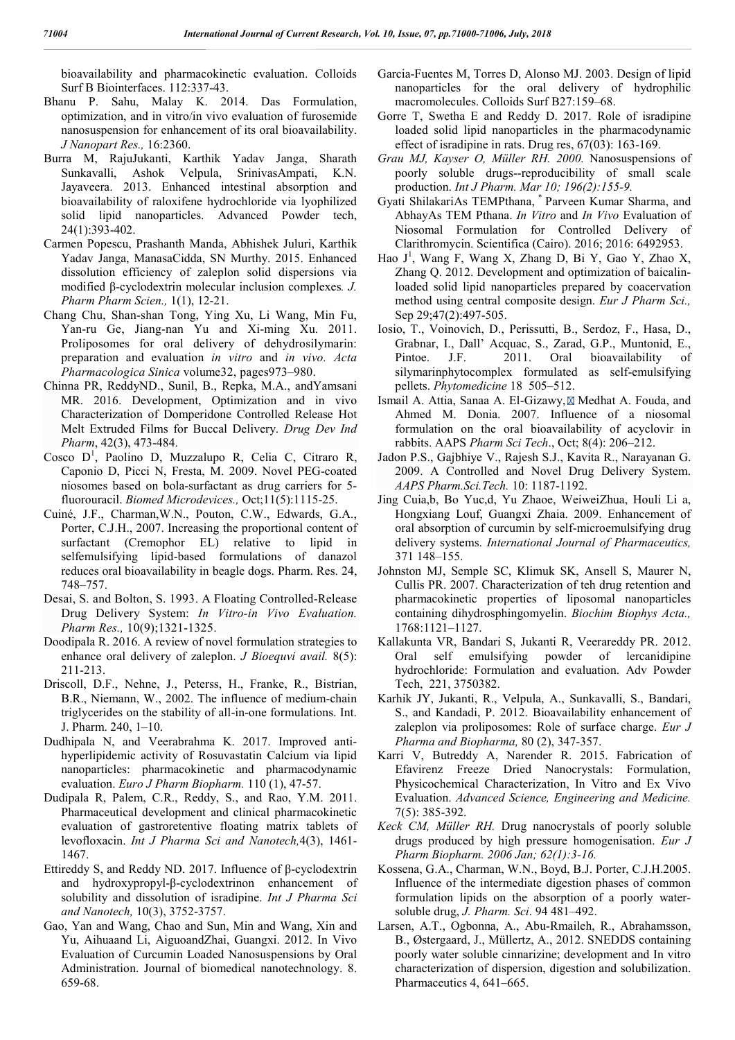bioavailability and pharmacokinetic evaluation. Colloids Surf B Biointerfaces. 112:337-43.

Bhanu P. Sahu, Malay K. 2014. Das Formulation, optimization, and in vitro/in vivo evaluation of furosemide nanosuspension for enhancement of its oral bioavailability. *J Nanopart Res.,* 16:2360.

Burra M, RajuJukanti, Karthik Yadav Janga, Sharath Sunkavalli, Ashok Velpula, SrinivasAmpati, K.N. Jayaveera. 2013. Enhanced intestinal absorption and bioavailability of raloxifene hydrochloride via lyophilized solid lipid nanoparticles. Advanced Powder tech, 24(1):393-402.

Carmen Popescu, Prashanth Manda, Abhishek Juluri, Karthik Yadav Janga, ManasaCidda, SN Murthy. 2015. Enhanced dissolution efficiency of zaleplon solid dispersions via modified β-cyclodextrin molecular inclusion complexes*. J. Pharm Pharm Scien.,* 1(1), 12-21.

Chang Chu, Shan-shan Tong, Ying Xu, Li Wang, Min Fu, Yan-ru Ge, Jiang-nan Yu and Xi-ming Xu. 2011. Proliposomes for oral delivery of dehydrosilymarin: preparation and evaluation *in vitro* and *in vivo. Acta Pharmacologica Sinica* volume32, pages973–980.

Chinna PR, ReddyND., Sunil, B., Repka, M.A., andYamsani MR. 2016. Development, Optimization and in vivo Characterization of Domperidone Controlled Release Hot Melt Extruded Films for Buccal Delivery. *Drug Dev Ind Pharm*, 42(3), 473-484.

Cosco D[1], Paolino D, Muzzalupo R, Celia C, Citraro R, Caponio D, Picci N, Fresta, M. 2009. Novel PEG-coated niosomes based on bola-surfactant as drug carriers for 5-fluorouracil. *Biomed Microdevices.,* Oct;11(5):1115-25.

Cuiné, J.F., Charman,W.N., Pouton, C.W., Edwards, G.A., Porter, C.J.H., 2007. Increasing the proportional content of surfactant (Cremophor EL) relative to lipid in selfemulsifying lipid-based formulations of danazol reduces oral bioavailability in beagle dogs. Pharm. Res. 24, 748–757.

Desai, S. and Bolton, S. 1993. A Floating Controlled-Release Drug Delivery System: *In Vitro-in Vivo Evaluation. Pharm Res.,* 10(9);1321-1325.

Doodipala R. 2016. A review of novel formulation strategies to enhance oral delivery of zaleplon. *J Bioequvi avail.* 8(5): 211-213.

Driscoll, D.F., Nehne, J., Peterss, H., Franke, R., Bistrian, B.R., Niemann, W., 2002. The influence of medium-chain triglycerides on the stability of all-in-one formulations. Int. J. Pharm. 240, 1–10.

Dudhipala N, and Veerabrahma K. 2017. Improved anti-hyperlipidemic activity of Rosuvastatin Calcium via lipid nanoparticles: pharmacokinetic and pharmacodynamic evaluation. *Euro J Pharm Biopharm.* 110 (1), 47-57.

Dudipala R, Palem, C.R., Reddy, S., and Rao, Y.M. 2011. Pharmaceutical development and clinical pharmacokinetic evaluation of gastroretentive floating matrix tablets of levofloxacin. *Int J Pharma Sci and Nanotech,*4(3), 1461-1467.

Ettireddy S, and Reddy ND. 2017. Influence of β-cyclodextrin and hydroxypropyl-β-cyclodextrinon enhancement of solubility and dissolution of isradipine. *Int J Pharma Sci and Nanotech,* 10(3), 3752-3757.

Gao, Yan and Wang, Chao and Sun, Min and Wang, Xin and Yu, Aihuaand Li, AiguoandZhai, Guangxi. 2012. In Vivo Evaluation of Curcumin Loaded Nanosuspensions by Oral Administration. Journal of biomedical nanotechnology. 8. 659-68.

Garcia-Fuentes M, Torres D, Alonso MJ. 2003. Design of lipid nanoparticles for the oral delivery of hydrophilic macromolecules. Colloids Surf B27:159–68.

Gorre T, Swetha E and Reddy D. 2017. Role of isradipine loaded solid lipid nanoparticles in the pharmacodynamic effect of isradipine in rats. Drug res, 67(03): 163-169.

*Grau MJ, Kayser O, Müller RH. 2000.* Nanosuspensions of poorly soluble drugs--reproducibility of small scale production. *Int J Pharm. Mar 10; 196(2):155-9.*

Gyati ShilakariAs TEMPthana, * Parveen Kumar Sharma, and AbhayAs TEM Pthana. *In Vitro* and *In Vivo* Evaluation of Niosomal Formulation for Controlled Delivery of Clarithromycin. Scientifica (Cairo). 2016; 2016: 6492953.

Hao J[1], Wang F, Wang X, Zhang D, Bi Y, Gao Y, Zhao X, Zhang Q. 2012. Development and optimization of baicalin-loaded solid lipid nanoparticles prepared by coacervation method using central composite design. *Eur J Pharm Sci.,* Sep 29;47(2):497-505.

Iosio, T., Voinovich, D., Perissutti, B., Serdoz, F., Hasa, D., Grabnar, I., Dall' Acquac, S., Zarad, G.P., Muntonid, E., Pintoe. J.F. 2011. Oral bioavailability of silymarinphytocomplex formulated as self-emulsifying pellets. *Phytomedicine* 18 505–512.

Ismail A. Attia, Sanaa A. El-Gizawy, Medhat A. Fouda, and Ahmed M. Donia. 2007. Influence of a niosomal formulation on the oral bioavailability of acyclovir in rabbits. AAPS *Pharm Sci Tech*., Oct; 8(4): 206–212.

Jadon P.S., Gajbhiye V., Rajesh S.J., Kavita R., Narayanan G. 2009. A Controlled and Novel Drug Delivery System. *AAPS Pharm.Sci.Tech.* 10: 1187-1192.

Jing Cuia,b, Bo Yuc,d, Yu Zhaoe, WeiweiZhua, Houli Li a, Hongxiang Louf, Guangxi Zhaia. 2009. Enhancement of oral absorption of curcumin by self-microemulsifying drug delivery systems. *International Journal of Pharmaceutics,* 371 148–155.

Johnston MJ, Semple SC, Klimuk SK, Ansell S, Maurer N, Cullis PR. 2007. Characterization of teh drug retention and pharmacokinetic properties of liposomal nanoparticles containing dihydrosphingomyelin. *Biochim Biophys Acta.,* 1768:1121–1127.

Kallakunta VR, Bandari S, Jukanti R, Veerareddy PR. 2012. Oral self emulsifying powder of lercanidipine hydrochloride: Formulation and evaluation. Adv Powder Tech, 221, 3750382.

Karhik JY, Jukanti, R., Velpula, A., Sunkavalli, S., Bandari, S., and Kandadi, P. 2012. Bioavailability enhancement of zaleplon via proliposomes: Role of surface charge. *Eur J Pharma and Biopharma,* 80 (2), 347-357.

Karri V, Butreddy A, Narender R. 2015. Fabrication of Efavirenz Freeze Dried Nanocrystals: Formulation, Physicochemical Characterization, In Vitro and Ex Vivo Evaluation. *Advanced Science, Engineering and Medicine.* 7(5): 385-392.

*Keck CM, Müller RH.* Drug nanocrystals of poorly soluble drugs produced by high pressure homogenisation. *Eur J Pharm Biopharm. 2006 Jan; 62(1):3-16.*

Kossena, G.A., Charman, W.N., Boyd, B.J. Porter, C.J.H.2005. Influence of the intermediate digestion phases of common formulation lipids on the absorption of a poorly water-soluble drug, *J. Pharm. Sci*. 94 481–492.

Larsen, A.T., Ogbonna, A., Abu-Rmaileh, R., Abrahamsson, B., Østergaard, J., Müllertz, A., 2012. SNEDDS containing poorly water soluble cinnarizine; development and In vitro characterization of dispersion, digestion and solubilization. Pharmaceutics 4, 641–665.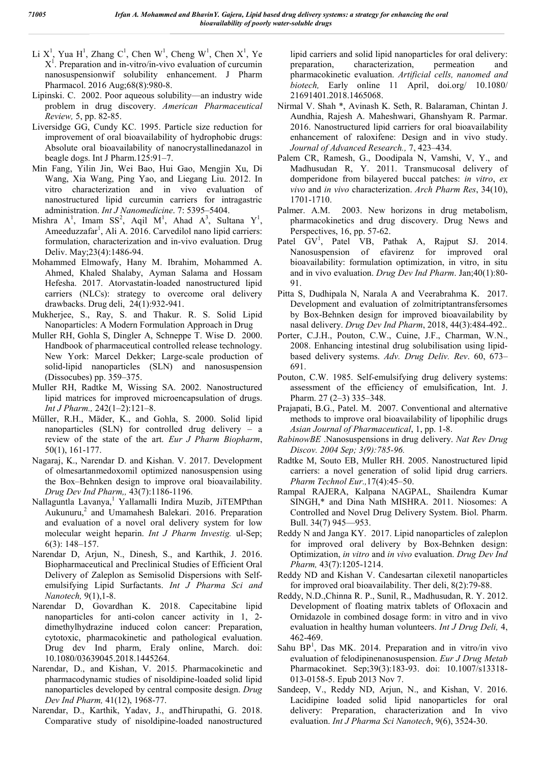Li X[1], Yua H[1], Zhang C[1], Chen W[1], Cheng W[1], Chen X[1], Ye X[1]. Preparation and in-vitro/in-vivo evaluation of curcumin nanosuspensionwif solubility enhancement. J Pharm Pharmacol. 2016 Aug;68(8):980-8.

Lipinski. C. 2002. Poor aqueous solubility—an industry wide problem in drug discovery. *American Pharmaceutical Review,* 5, pp. 82-85.

Liversidge GG, Cundy KC. 1995. Particle size reduction for improvement of oral bioavailability of hydrophobic drugs: Absolute oral bioavailability of nanocrystallinedanazol in beagle dogs. Int J Pharm.125:91–7.

Min Fang, Yilin Jin, Wei Bao, Hui Gao, Mengjin Xu, Di Wang, Xia Wang, Ping Yao, and Liegang Liu. 2012. In vitro characterization and in vivo evaluation of nanostructured lipid curcumin carriers for intragastric administration. *Int J Nanomedicine*. 7: 5395–5404.

Mishra A[1], Imam SS[2], Aqil M[1], Ahad A[3], Sultana Y[1], Ameeduzzafar[1], Ali A. 2016. Carvedilol nano lipid carriers: formulation, characterization and in-vivo evaluation. Drug Deliv. May;23(4):1486-94.

Mohammed Elmowafy, Hany M. Ibrahim, Mohammed A. Ahmed, Khaled Shalaby, Ayman Salama and Hossam Hefesha. 2017. Atorvastatin-loaded nanostructured lipid carriers (NLCs): strategy to overcome oral delivery drawbacks. Drug deli, 24(1):932-941.

Mukherjee, S., Ray, S. and Thakur. R. S. Solid Lipid Nanoparticles: A Modern Formulation Approach in Drug

Muller RH, Gohla S, Dingler A, Schneppe T. Wise D. 2000. Handbook of pharmaceutical controlled release technology. New York: Marcel Dekker; Large-scale production of solid-lipid nanoparticles (SLN) and nanosuspension (Dissocubes) pp. 359–375.

Muller RH, Radtke M, Wissing SA. 2002. Nanostructured lipid matrices for improved microencapsulation of drugs. *Int J Pharm.,* 242(1–2):121–8.

Müller, R.H., Mäder, K., and Gohla, S. 2000. Solid lipid nanoparticles (SLN) for controlled drug delivery – a review of the state of the art. *Eur J Pharm Biopharm*, 50(1), 161-177.

Nagaraj, K., Narendar D. and Kishan. V. 2017. Development of olmesartanmedoxomil optimized nanosuspension using the Box–Behnken design to improve oral bioavailability. *Drug Dev Ind Pharm,,* 43(7):1186-1196.

Nallaguntla Lavanya,[1] Yallamalli Indira Muzib, JiTEMPthan Aukunuru,[2] and Umamahesh Balekari. 2016. Preparation and evaluation of a novel oral delivery system for low molecular weight heparin. *Int J Pharm Investig.* ul-Sep; 6(3): 148–157.

Narendar D, Arjun, N., Dinesh, S., and Karthik, J. 2016. Biopharmaceutical and Preclinical Studies of Efficient Oral Delivery of Zaleplon as Semisolid Dispersions with Self-emulsifying Lipid Surfactants. *Int J Pharma Sci and Nanotech,* 9(1),1-8.

Narendar D, Govardhan K. 2018. Capecitabine lipid nanoparticles for anti-colon cancer activity in 1, 2-dimethylhydrazine induced colon cancer: Preparation, cytotoxic, pharmacokinetic and pathological evaluation. Drug dev Ind pharm, Eraly online, March. doi: 10.1080/03639045.2018.1445264.

Narendar, D., and Kishan, V. 2015. Pharmacokinetic and pharmacodynamic studies of nisoldipine-loaded solid lipid nanoparticles developed by central composite design. *Drug Dev Ind Pharm,* 41(12), 1968-77.

Narendar, D., Karthik, Yadav, J., andThirupathi, G. 2018. Comparative study of nisoldipine-loaded nanostructured lipid carriers and solid lipid nanoparticles for oral delivery: preparation, characterization, permeation and pharmacokinetic evaluation. *Artificial cells, nanomed and biotech,* Early online 11 April, doi.org/ 10.1080/ 21691401.2018.1465068.

Nirmal V. Shah *, Avinash K. Seth, R. Balaraman, Chintan J. Aundhia, Rajesh A. Maheshwari, Ghanshyam R. Parmar. 2016. Nanostructured lipid carriers for oral bioavailability enhancement of raloxifene: Design and in vivo study. *Journal of Advanced Research.,* 7, 423–434.

Palem CR, Ramesh, G., Doodipala N, Vamshi, V, Y., and Madhusudan R, Y. 2011. Transmucosal delivery of domperidone from bilayered buccal patches: *in vitro*, *ex vivo* and *in vivo* characterization. *Arch Pharm Res*, 34(10), 1701-1710.

Palmer. A.M. 2003. New horizons in drug metabolism, pharmacokinetics and drug discovery. Drug News and Perspectives, 16, pp. 57-62.

Patel GV[1], Patel VB, Pathak A, Rajput SJ. 2014. Nanosuspension of efavirenz for improved oral bioavailability: formulation optimization, in vitro, in situ and in vivo evaluation. *Drug Dev Ind Pharm*. Jan;40(1):80-91.

Pitta S, Dudhipala N, Narala A and Veerabrahma K. 2017. Development and evaluation of zolmitriptantransfersomes by Box-Behnken design for improved bioavailability by nasal delivery. *Drug Dev Ind Pharm*, 2018, 44(3):484-492..

Porter, C.J.H., Pouton, C.W., Cuine, J.F., Charman, W.N., 2008. Enhancing intestinal drug solubilisation using lipid-based delivery systems. *Adv. Drug Deliv. Rev*. 60, 673–691.

Pouton, C.W. 1985. Self-emulsifying drug delivery systems: assessment of the efficiency of emulsification, Int. J. Pharm. 27 (2–3) 335–348.

Prajapati, B.G., Patel. M. 2007. Conventional and alternative methods to improve oral bioavailability of lipophilic drugs *Asian Journal of Pharmaceutical*, 1, pp. 1-8.

*RabinowBE* .Nanosuspensions in drug delivery. *Nat Rev Drug Discov. 2004 Sep; 3(9):785-96.*

Radtke M, Souto EB, Muller RH. 2005. Nanostructured lipid carriers: a novel generation of solid lipid drug carriers. *Pharm Technol Eur.,*17(4):45–50.

Rampal RAJERA, Kalpana NAGPAL, Shailendra Kumar SINGH,* and Dina Nath MISHRA. 2011. Niosomes: A Controlled and Novel Drug Delivery System. Biol. Pharm. Bull. 34(7) 945—953.

Reddy N and Janga KY. 2017. Lipid nanoparticles of zaleplon for improved oral delivery by Box-Behnken design: Optimization, *in vitro* and *in vivo* evaluation. *Drug Dev Ind Pharm,* 43(7):1205-1214.

Reddy ND and Kishan V. Candesartan cilexetil nanoparticles for improved oral bioavailability. Ther deli, 8(2):79-88.

Reddy, N.D.,Chinna R. P., Sunil, R., Madhusudan, R. Y. 2012. Development of floating matrix tablets of Ofloxacin and Ornidazole in combined dosage form: in vitro and in vivo evaluation in healthy human volunteers. *Int J Drug Deli,* 4, 462-469.

Sahu BP[1], Das MK. 2014. Preparation and in vitro/in vivo evaluation of felodipinenanosuspension. *Eur J Drug Metab* Pharmacokinet. Sep;39(3):183-93. doi: 10.1007/s13318-013-0158-5. Epub 2013 Nov 7.

Sandeep, V., Reddy ND, Arjun, N., and Kishan, V. 2016. Lacidipine loaded solid lipid nanoparticles for oral delivery: Preparation, characterization and In vivo evaluation. *Int J Pharma Sci Nanotech*, 9(6), 3524-30.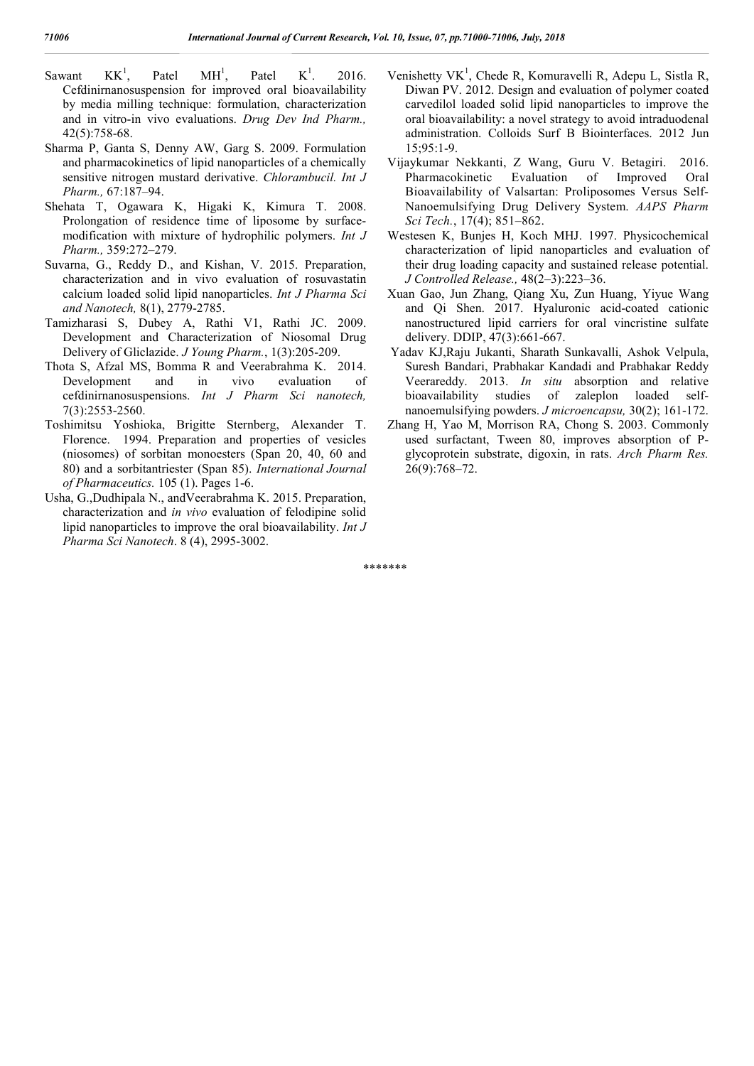Sawant KK[1], Patel MH[1], Patel K[1]. 2016. Cefdinirnanosuspension for improved oral bioavailability by media milling technique: formulation, characterization and in vitro-in vivo evaluations. *Drug Dev Ind Pharm.,* 42(5):758-68.

Sharma P, Ganta S, Denny AW, Garg S. 2009. Formulation and pharmacokinetics of lipid nanoparticles of a chemically sensitive nitrogen mustard derivative. *Chlorambucil. Int J Pharm.,* 67:187–94.

Shehata T, Ogawara K, Higaki K, Kimura T. 2008. Prolongation of residence time of liposome by surface-modification with mixture of hydrophilic polymers. *Int J Pharm.,* 359:272–279.

Suvarna, G., Reddy D., and Kishan, V. 2015. Preparation, characterization and in vivo evaluation of rosuvastatin calcium loaded solid lipid nanoparticles. *Int J Pharma Sci and Nanotech,* 8(1), 2779-2785.

Tamizharasi S, Dubey A, Rathi V1, Rathi JC. 2009. Development and Characterization of Niosomal Drug Delivery of Gliclazide. *J Young Pharm.*, 1(3):205-209.

Thota S, Afzal MS, Bomma R and Veerabrahma K. 2014. Development and in vivo evaluation of cefdinirnanosuspensions. *Int J Pharm Sci nanotech,* 7(3):2553-2560.

Toshimitsu Yoshioka, Brigitte Sternberg, Alexander T. Florence. 1994. Preparation and properties of vesicles (niosomes) of sorbitan monoesters (Span 20, 40, 60 and 80) and a sorbitantriester (Span 85). *International Journal of Pharmaceutics.* 105 (1). Pages 1-6.

Usha, G.,Dudhipala N., andVeerabrahma K. 2015. Preparation, characterization and *in vivo* evaluation of felodipine solid lipid nanoparticles to improve the oral bioavailability. *Int J Pharma Sci Nanotech*. 8 (4), 2995-3002.

Venishetty VK[1], Chede R, Komuravelli R, Adepu L, Sistla R, Diwan PV. 2012. Design and evaluation of polymer coated carvedilol loaded solid lipid nanoparticles to improve the oral bioavailability: a novel strategy to avoid intraduodenal administration. Colloids Surf B Biointerfaces. 2012 Jun 15;95:1-9.

Vijaykumar Nekkanti, Z Wang, Guru V. Betagiri. 2016. Pharmacokinetic Evaluation of Improved Oral Bioavailability of Valsartan: Proliposomes Versus Self-Nanoemulsifying Drug Delivery System. *AAPS Pharm Sci Tech.*, 17(4); 851–862.

Westesen K, Bunjes H, Koch MHJ. 1997. Physicochemical characterization of lipid nanoparticles and evaluation of their drug loading capacity and sustained release potential. *J Controlled Release.,* 48(2–3):223–36.

Xuan Gao, Jun Zhang, Qiang Xu, Zun Huang, Yiyue Wang and Qi Shen. 2017. Hyaluronic acid-coated cationic nanostructured lipid carriers for oral vincristine sulfate delivery. DDIP, 47(3):661-667.

Yadav KJ,Raju Jukanti, Sharath Sunkavalli, Ashok Velpula, Suresh Bandari, Prabhakar Kandadi and Prabhakar Reddy Veerareddy. 2013. *In situ* absorption and relative bioavailability studies of zaleplon loaded self-nanoemulsifying powders. *J microencapsu,* 30(2); 161-172.

Zhang H, Yao M, Morrison RA, Chong S. 2003. Commonly used surfactant, Tween 80, improves absorption of P-glycoprotein substrate, digoxin, in rats. *Arch Pharm Res.* 26(9):768–72.

*******